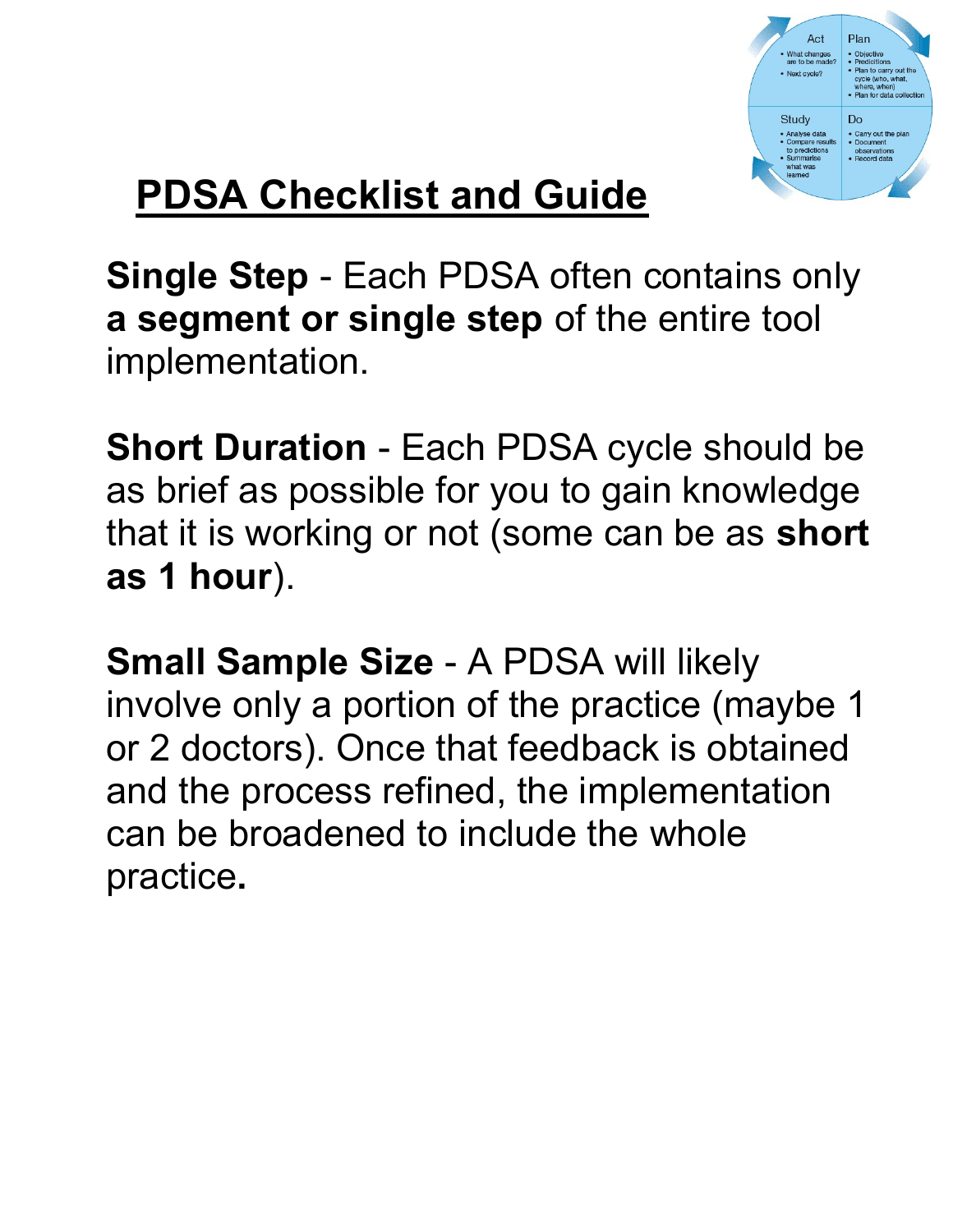# PDSA Checklist and Guide

**Single Step** - Each PDSA often contains only **a segment or single step** of the entire tool implementation.

**Short Duration** - Each PDSA cycle should be as brief as possible for you to gain knowledge that it is working or not (some can be as **short as 1 hour**).

**Small Sample Size** - A PDSA will likely involve only a portion of the practice (maybe 1 or 2 doctors). Once that feedback is obtained and the process refined, the implementation can be broadened to include the whole practice**.**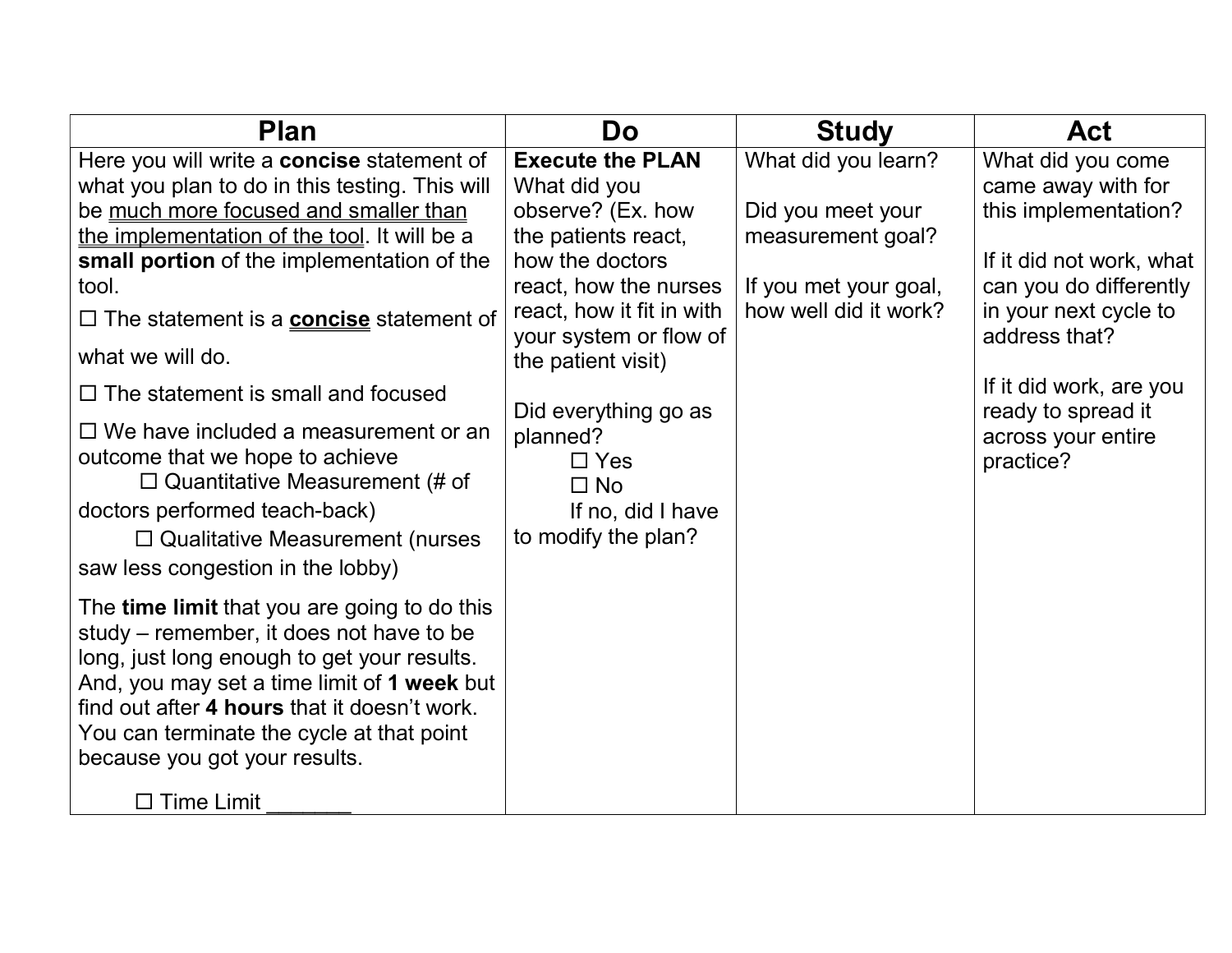| Plan | Do | Study | Act |
|---|---|---|---|
| Here you will write a **concise** statement of what you plan to do in this testing. This will be much more focused and smaller than the implementation of the tool. It will be a **small portion** of the implementation of the tool.<br><br>☐ The statement is a **concise** statement of what we will do.<br><br>☐ The statement is small and focused<br><br>☐ We have included a measurement or an outcome that we hope to achieve<br>☐ Quantitative Measurement (# of doctors performed teach-back)<br>☐ Qualitative Measurement (nurses saw less congestion in the lobby)<br><br>The **time limit** that you are going to do this study – remember, it does not have to be long, just long enough to get your results. And, you may set a time limit of **1 week** but find out after **4 hours** that it doesn't work. You can terminate the cycle at that point because you got your results.<br><br>☐ Time Limit _______ | **Execute the PLAN**<br>What did you observe? (Ex. how the patients react, how the doctors react, how the nurses react, how it fit in with your system or flow of the patient visit)<br><br>Did everything go as planned?<br>☐ Yes<br>☐ No<br>If no, did I have to modify the plan? | What did you learn?<br><br>Did you meet your measurement goal?<br><br>If you met your goal, how well did it work? | What did you come came away with for this implementation?<br><br>If it did not work, what can you do differently in your next cycle to address that?<br><br>If it did work, are you ready to spread it across your entire practice? |